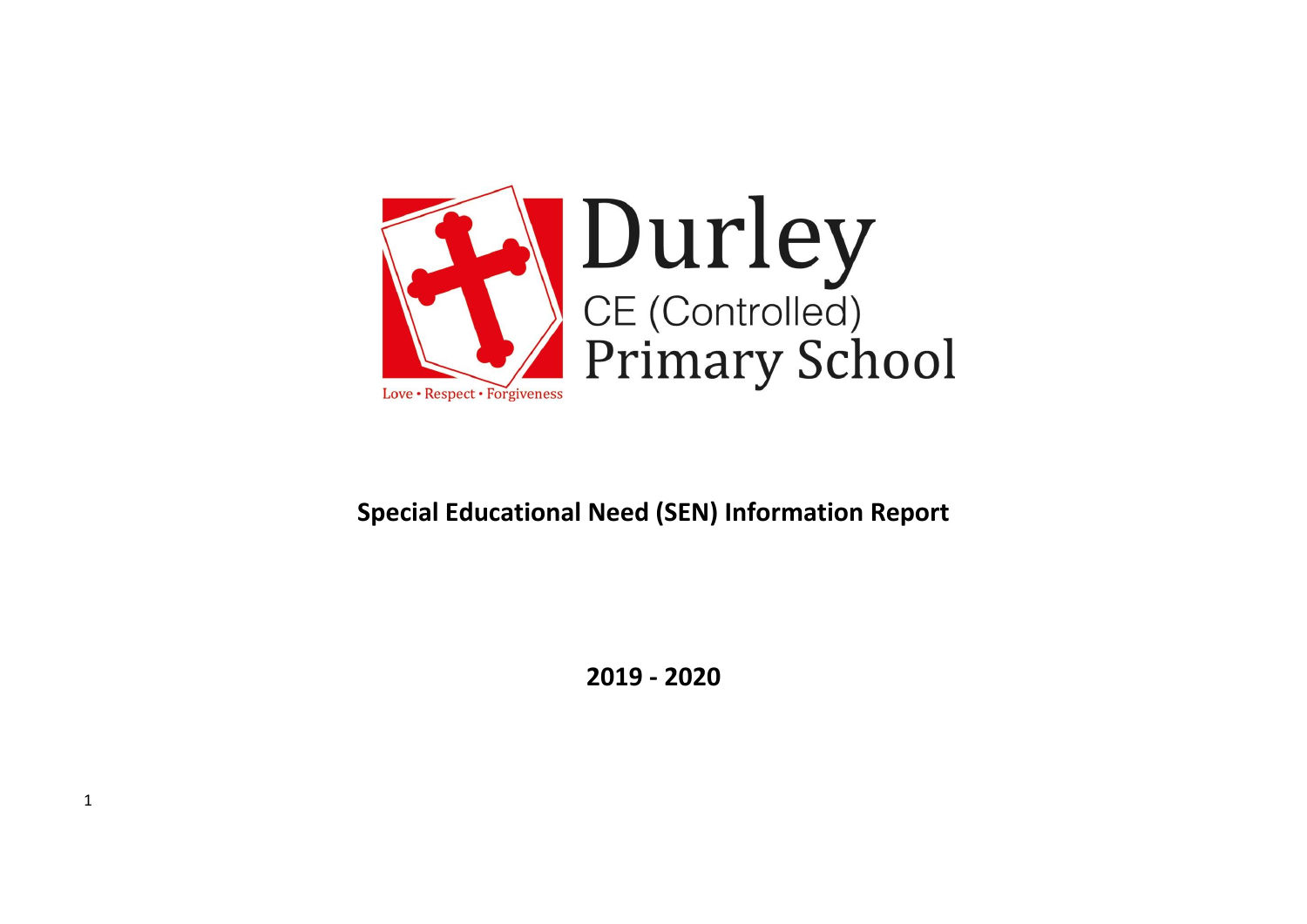Durley

CE (Controlled)

Primary School

Love • Respect • Forgiveness

# Special Educational Need (SEN) Information Report

**2019 - 2020**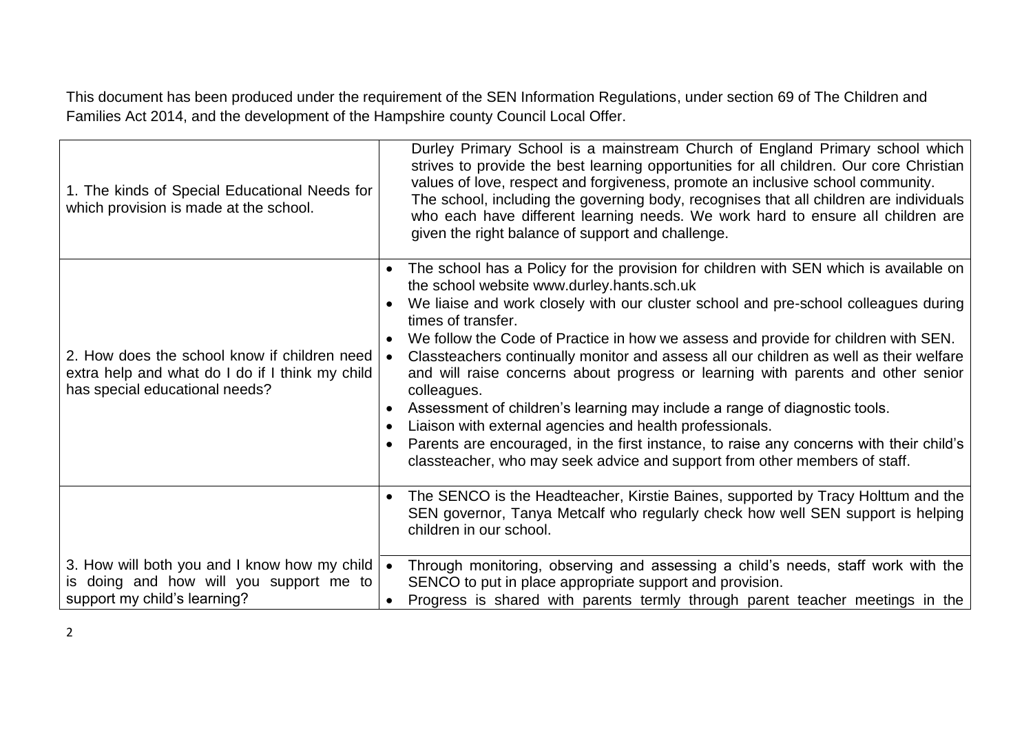This document has been produced under the requirement of the SEN Information Regulations, under section 69 of The Children and Families Act 2014, and the development of the Hampshire county Council Local Offer.

| | |
|---|---|
| 1. The kinds of Special Educational Needs for which provision is made at the school. | Durley Primary School is a mainstream Church of England Primary school which strives to provide the best learning opportunities for all children. Our core Christian values of love, respect and forgiveness, promote an inclusive school community.<br>The school, including the governing body, recognises that all children are individuals who each have different learning needs. We work hard to ensure all children are given the right balance of support and challenge. |
| 2. How does the school know if children need extra help and what do I do if I think my child has special educational needs? | • The school has a Policy for the provision for children with SEN which is available on the school website www.durley.hants.sch.uk<br>• We liaise and work closely with our cluster school and pre-school colleagues during times of transfer.<br>• We follow the Code of Practice in how we assess and provide for children with SEN.<br>• Classteachers continually monitor and assess all our children as well as their welfare and will raise concerns about progress or learning with parents and other senior colleagues.<br>• Assessment of children's learning may include a range of diagnostic tools.<br>• Liaison with external agencies and health professionals.<br>• Parents are encouraged, in the first instance, to raise any concerns with their child's classteacher, who may seek advice and support from other members of staff. |
| | • The SENCO is the Headteacher, Kirstie Baines, supported by Tracy Holttum and the SEN governor, Tanya Metcalf who regularly check how well SEN support is helping children in our school. |
| 3. How will both you and I know how my child is doing and how will you support me to support my child's learning? | • Through monitoring, observing and assessing a child's needs, staff work with the SENCO to put in place appropriate support and provision.<br>• Progress is shared with parents termly through parent teacher meetings in the |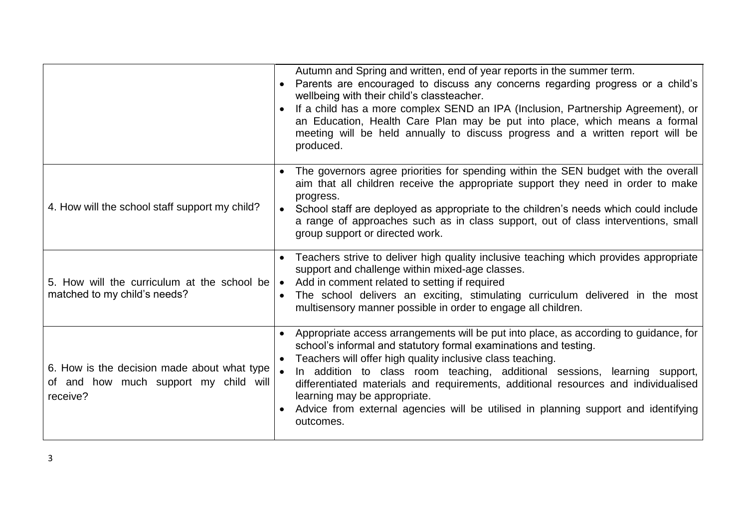| | |
|---|---|
| | Autumn and Spring and written, end of year reports in the summer term.<br>• Parents are encouraged to discuss any concerns regarding progress or a child's wellbeing with their child's classteacher.<br>• If a child has a more complex SEND an IPA (Inclusion, Partnership Agreement), or an Education, Health Care Plan may be put into place, which means a formal meeting will be held annually to discuss progress and a written report will be produced. |
| 4. How will the school staff support my child? | • The governors agree priorities for spending within the SEN budget with the overall aim that all children receive the appropriate support they need in order to make progress.<br>• School staff are deployed as appropriate to the children's needs which could include a range of approaches such as in class support, out of class interventions, small group support or directed work. |
| 5. How will the curriculum at the school be matched to my child's needs? | • Teachers strive to deliver high quality inclusive teaching which provides appropriate support and challenge within mixed-age classes.<br>• Add in comment related to setting if required<br>• The school delivers an exciting, stimulating curriculum delivered in the most multisensory manner possible in order to engage all children. |
| 6. How is the decision made about what type of and how much support my child will receive? | • Appropriate access arrangements will be put into place, as according to guidance, for school's informal and statutory formal examinations and testing.<br>• Teachers will offer high quality inclusive class teaching.<br>• In addition to class room teaching, additional sessions, learning support, differentiated materials and requirements, additional resources and individualised learning may be appropriate.<br>• Advice from external agencies will be utilised in planning support and identifying outcomes. |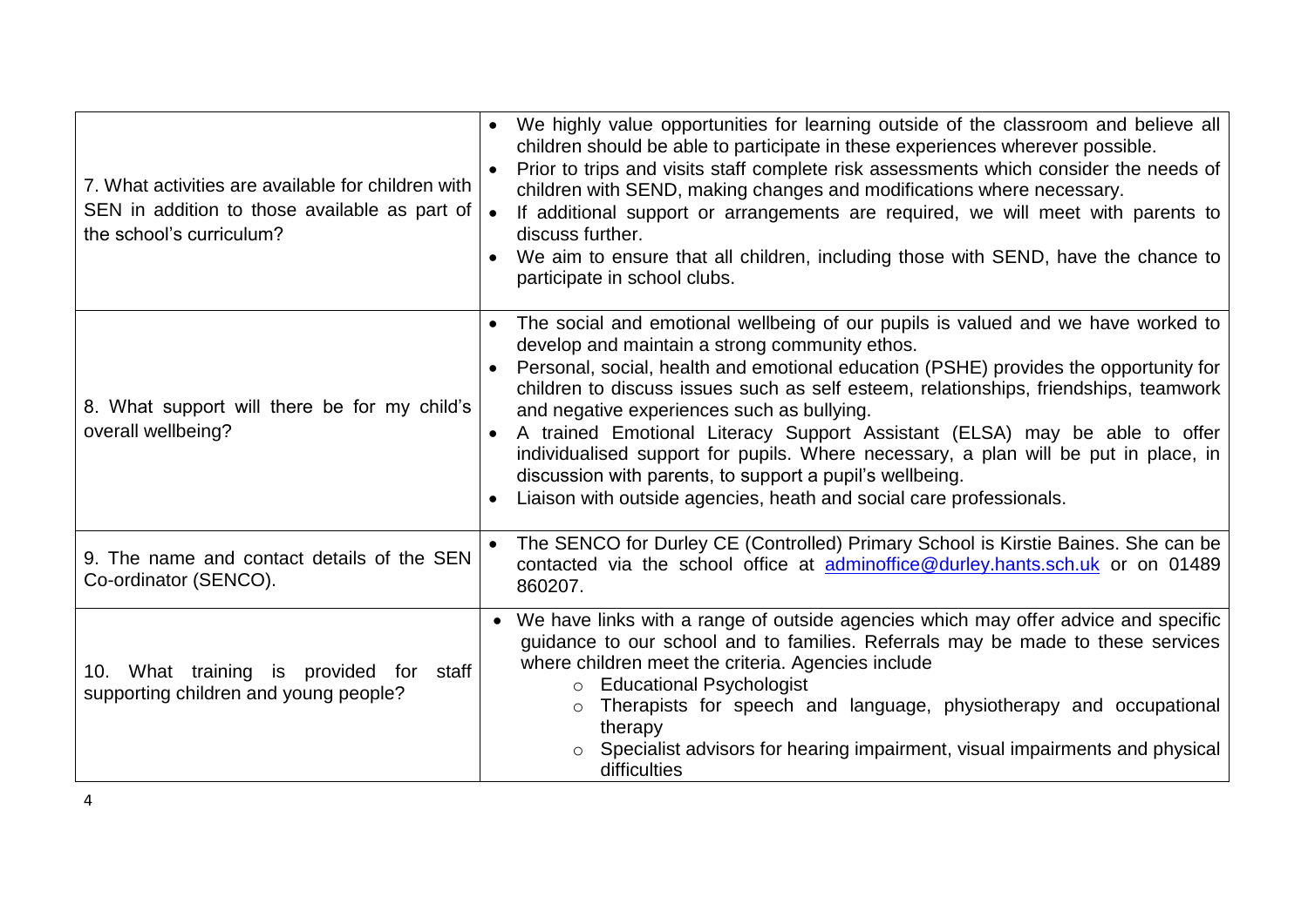| | |
|---|---|
| 7. What activities are available for children with SEN in addition to those available as part of the school's curriculum? | • We highly value opportunities for learning outside of the classroom and believe all children should be able to participate in these experiences wherever possible.<br>• Prior to trips and visits staff complete risk assessments which consider the needs of children with SEND, making changes and modifications where necessary.<br>• If additional support or arrangements are required, we will meet with parents to discuss further.<br>• We aim to ensure that all children, including those with SEND, have the chance to participate in school clubs. |
| 8. What support will there be for my child's overall wellbeing? | • The social and emotional wellbeing of our pupils is valued and we have worked to develop and maintain a strong community ethos.<br>• Personal, social, health and emotional education (PSHE) provides the opportunity for children to discuss issues such as self esteem, relationships, friendships, teamwork and negative experiences such as bullying.<br>• A trained Emotional Literacy Support Assistant (ELSA) may be able to offer individualised support for pupils. Where necessary, a plan will be put in place, in discussion with parents, to support a pupil's wellbeing.<br>• Liaison with outside agencies, heath and social care professionals. |
| 9. The name and contact details of the SEN Co-ordinator (SENCO). | • The SENCO for Durley CE (Controlled) Primary School is Kirstie Baines. She can be contacted via the school office at adminoffice@durley.hants.sch.uk or on 01489 860207. |
| 10. What training is provided for staff supporting children and young people? | • We have links with a range of outside agencies which may offer advice and specific guidance to our school and to families. Referrals may be made to these services where children meet the criteria. Agencies include<br>&nbsp;&nbsp;&nbsp;&nbsp;○ Educational Psychologist<br>&nbsp;&nbsp;&nbsp;&nbsp;○ Therapists for speech and language, physiotherapy and occupational therapy<br>&nbsp;&nbsp;&nbsp;&nbsp;○ Specialist advisors for hearing impairment, visual impairments and physical difficulties |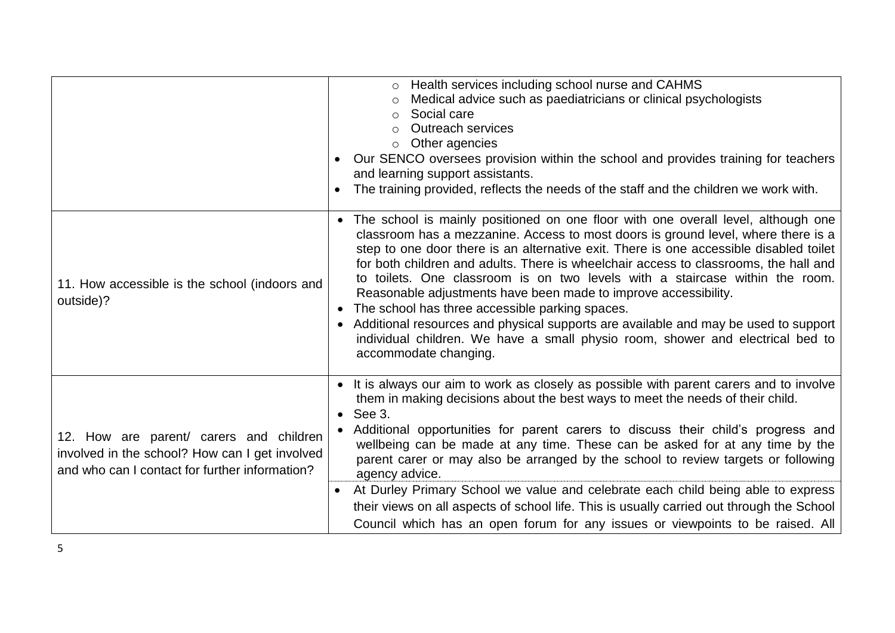| | |
|---|---|
| | ◦ Health services including school nurse and CAHMS<br>◦ Medical advice such as paediatricians or clinical psychologists<br>◦ Social care<br>◦ Outreach services<br>◦ Other agencies<br>• Our SENCO oversees provision within the school and provides training for teachers and learning support assistants.<br>• The training provided, reflects the needs of the staff and the children we work with. |
| 11. How accessible is the school (indoors and outside)? | • The school is mainly positioned on one floor with one overall level, although one classroom has a mezzanine. Access to most doors is ground level, where there is a step to one door there is an alternative exit. There is one accessible disabled toilet for both children and adults. There is wheelchair access to classrooms, the hall and to toilets. One classroom is on two levels with a staircase within the room. Reasonable adjustments have been made to improve accessibility.<br>• The school has three accessible parking spaces.<br>• Additional resources and physical supports are available and may be used to support individual children. We have a small physio room, shower and electrical bed to accommodate changing. |
| 12. How are parent/ carers and children involved in the school? How can I get involved and who can I contact for further information? | • It is always our aim to work as closely as possible with parent carers and to involve them in making decisions about the best ways to meet the needs of their child.<br>• See 3.<br>• Additional opportunities for parent carers to discuss their child's progress and wellbeing can be made at any time. These can be asked for at any time by the parent carer or may also be arranged by the school to review targets or following agency advice.<br>• At Durley Primary School we value and celebrate each child being able to express their views on all aspects of school life. This is usually carried out through the School Council which has an open forum for any issues or viewpoints to be raised. All |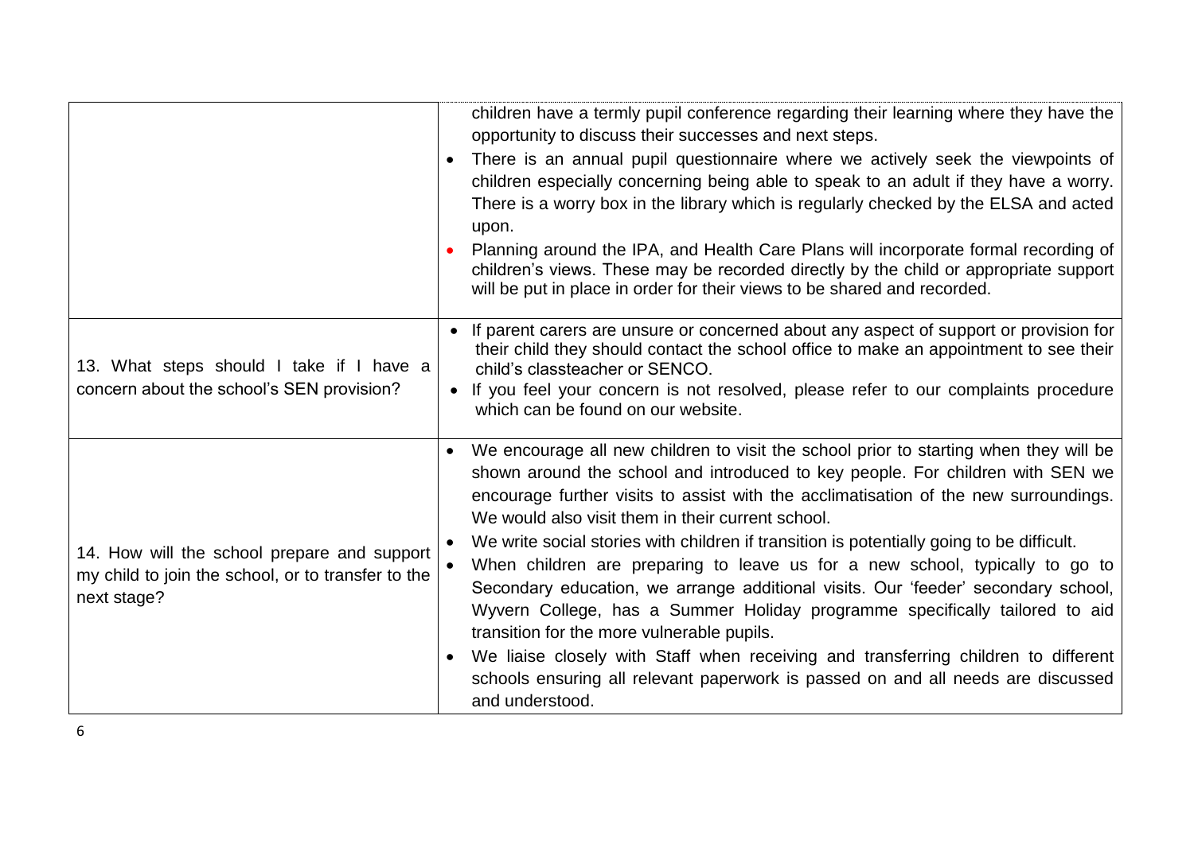| | |
|---|---|
| | children have a termly pupil conference regarding their learning where they have the opportunity to discuss their successes and next steps.<br>• There is an annual pupil questionnaire where we actively seek the viewpoints of children especially concerning being able to speak to an adult if they have a worry. There is a worry box in the library which is regularly checked by the ELSA and acted upon.<br>• Planning around the IPA, and Health Care Plans will incorporate formal recording of children's views. These may be recorded directly by the child or appropriate support will be put in place in order for their views to be shared and recorded. |
| 13. What steps should I take if I have a concern about the school's SEN provision? | • If parent carers are unsure or concerned about any aspect of support or provision for their child they should contact the school office to make an appointment to see their child's classteacher or SENCO.<br>• If you feel your concern is not resolved, please refer to our complaints procedure which can be found on our website. |
| 14. How will the school prepare and support my child to join the school, or to transfer to the next stage? | • We encourage all new children to visit the school prior to starting when they will be shown around the school and introduced to key people. For children with SEN we encourage further visits to assist with the acclimatisation of the new surroundings. We would also visit them in their current school.<br>• We write social stories with children if transition is potentially going to be difficult.<br>• When children are preparing to leave us for a new school, typically to go to Secondary education, we arrange additional visits. Our 'feeder' secondary school, Wyvern College, has a Summer Holiday programme specifically tailored to aid transition for the more vulnerable pupils.<br>• We liaise closely with Staff when receiving and transferring children to different schools ensuring all relevant paperwork is passed on and all needs are discussed and understood. |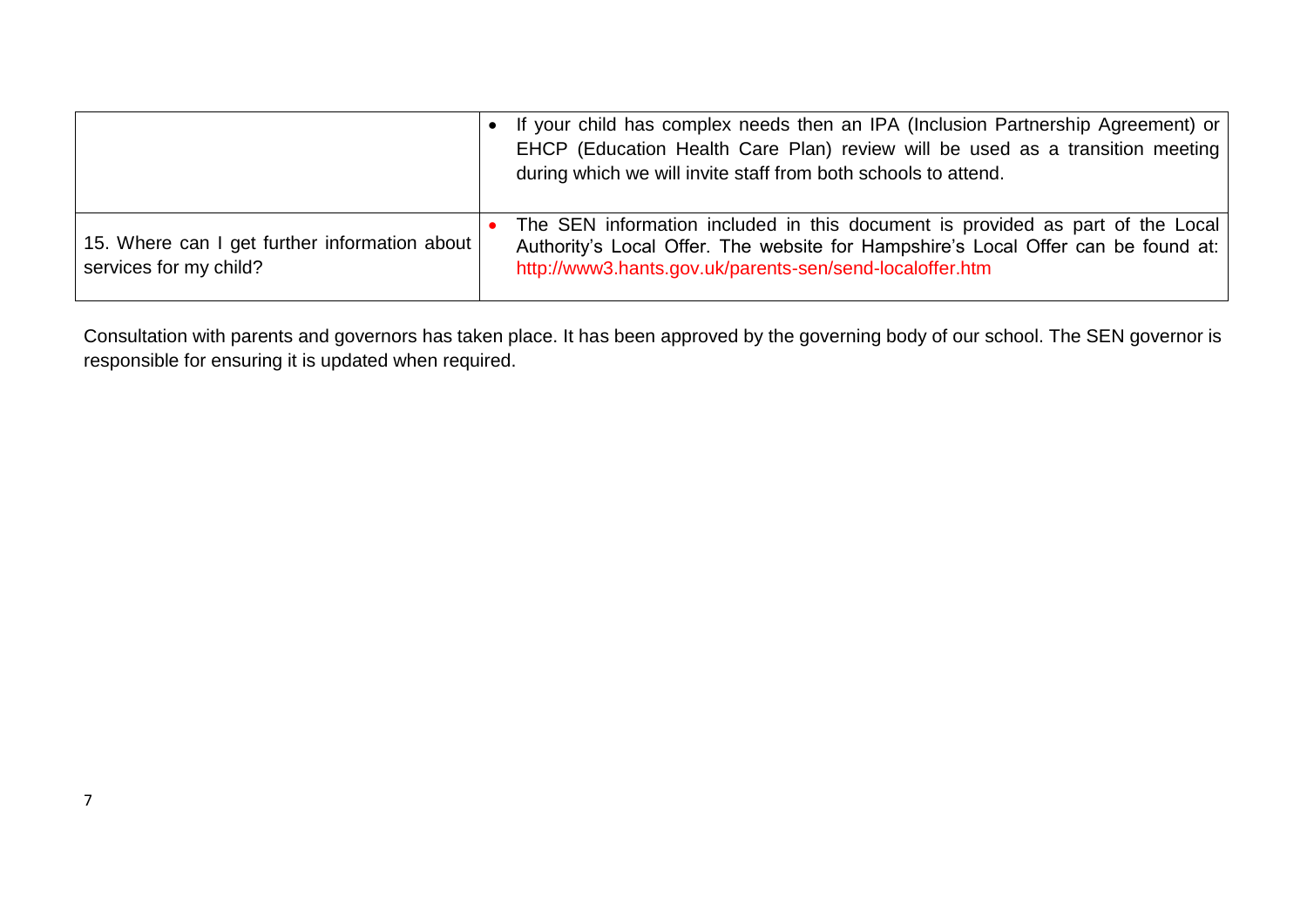| | |
|---|---|
| | • If your child has complex needs then an IPA (Inclusion Partnership Agreement) or EHCP (Education Health Care Plan) review will be used as a transition meeting during which we will invite staff from both schools to attend. |
| 15. Where can I get further information about services for my child? | • The SEN information included in this document is provided as part of the Local Authority's Local Offer. The website for Hampshire's Local Offer can be found at: http://www3.hants.gov.uk/parents-sen/send-localoffer.htm |

Consultation with parents and governors has taken place. It has been approved by the governing body of our school. The SEN governor is responsible for ensuring it is updated when required.